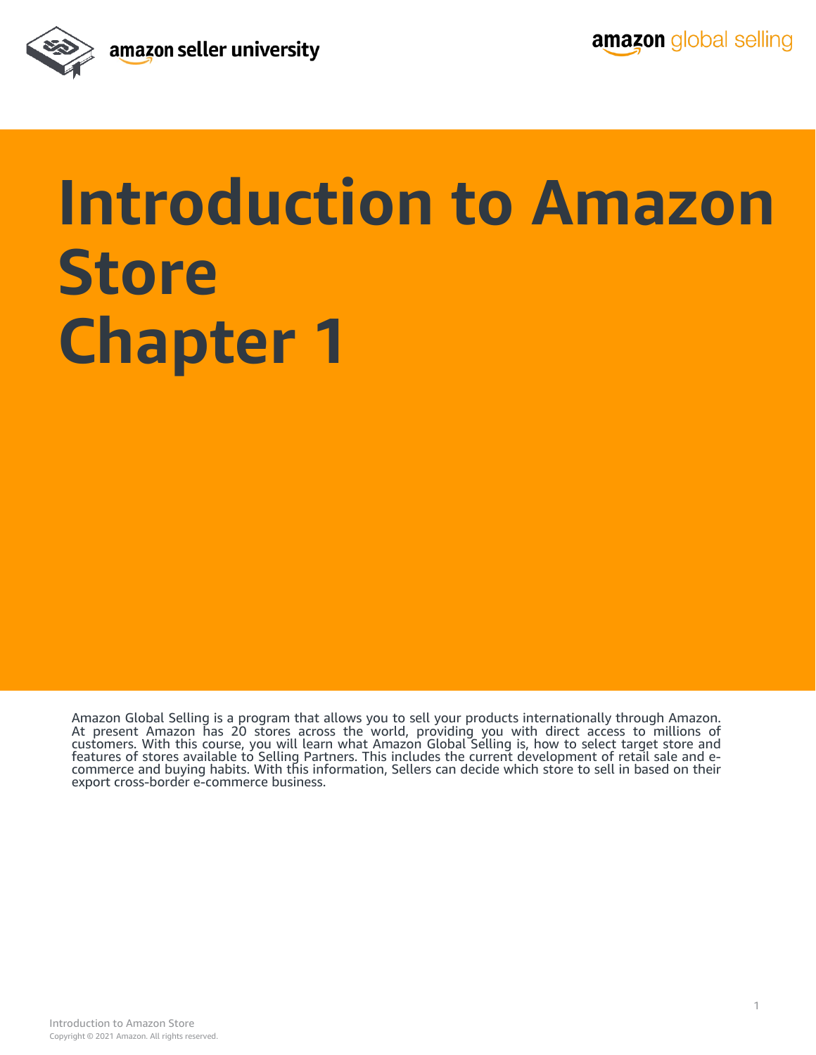# Introduction to Amazon Store
# Chapter 1

Amazon Global Selling is a program that allows you to sell your products internationally through Amazon. At present Amazon has 20 stores across the world, providing you with direct access to millions of customers. With this course, you will learn what Amazon Global Selling is, how to select target store and features of stores available to Selling Partners. This includes the current development of retail sale and e-commerce and buying habits. With this information, Sellers can decide which store to sell in based on their export cross-border e-commerce business.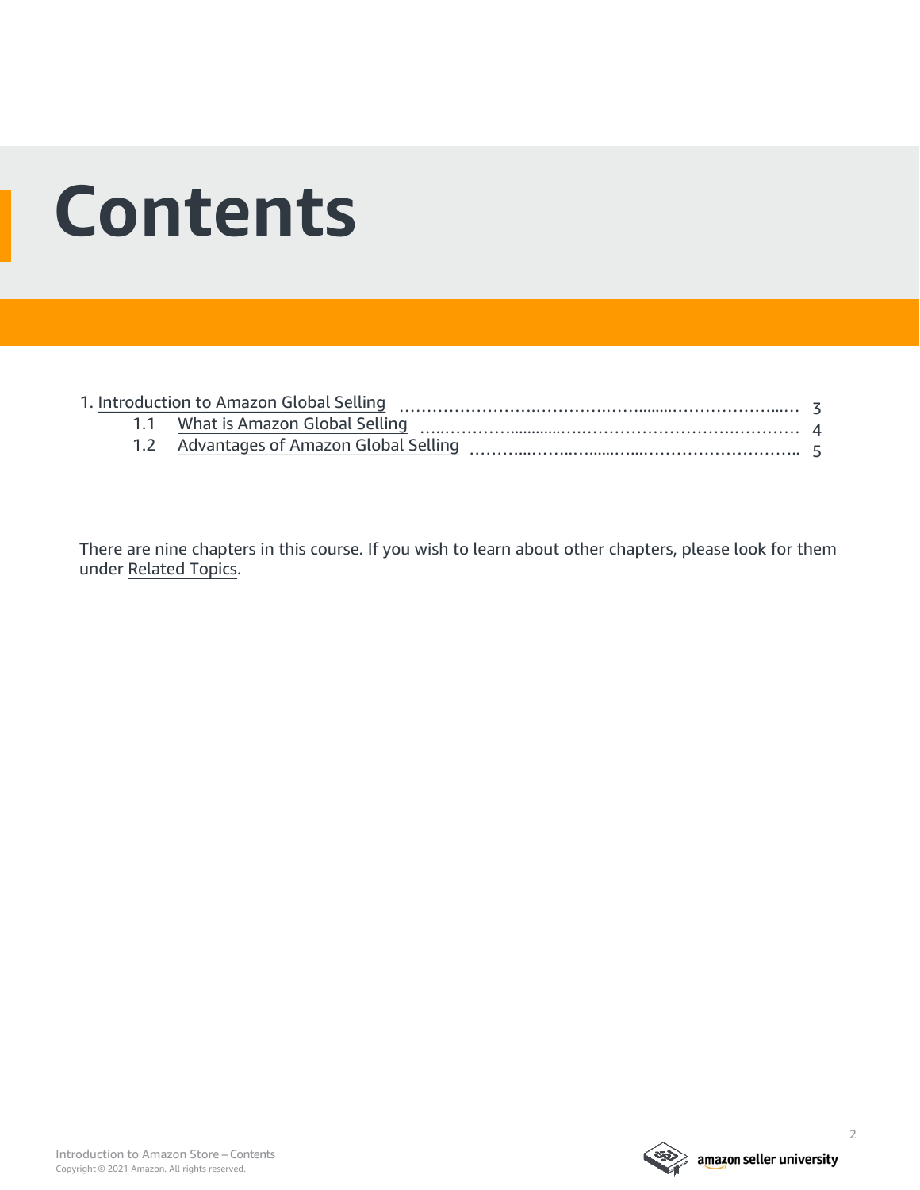# Contents

1. Introduction to Amazon Global Selling ........................................ 3
   - 1.1 What is Amazon Global Selling ........................................ 4
   - 1.2 Advantages of Amazon Global Selling ........................................ 5

There are nine chapters in this course. If you wish to learn about other chapters, please look for them under Related Topics.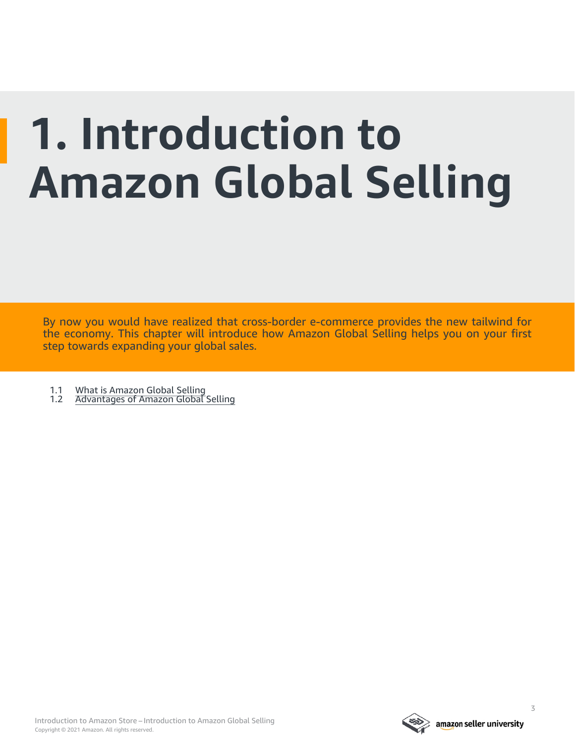# 1. Introduction to Amazon Global Selling

By now you would have realized that cross-border e-commerce provides the new tailwind for the economy. This chapter will introduce how Amazon Global Selling helps you on your first step towards expanding your global sales.

1.1 What is Amazon Global Selling
1.2 Advantages of Amazon Global Selling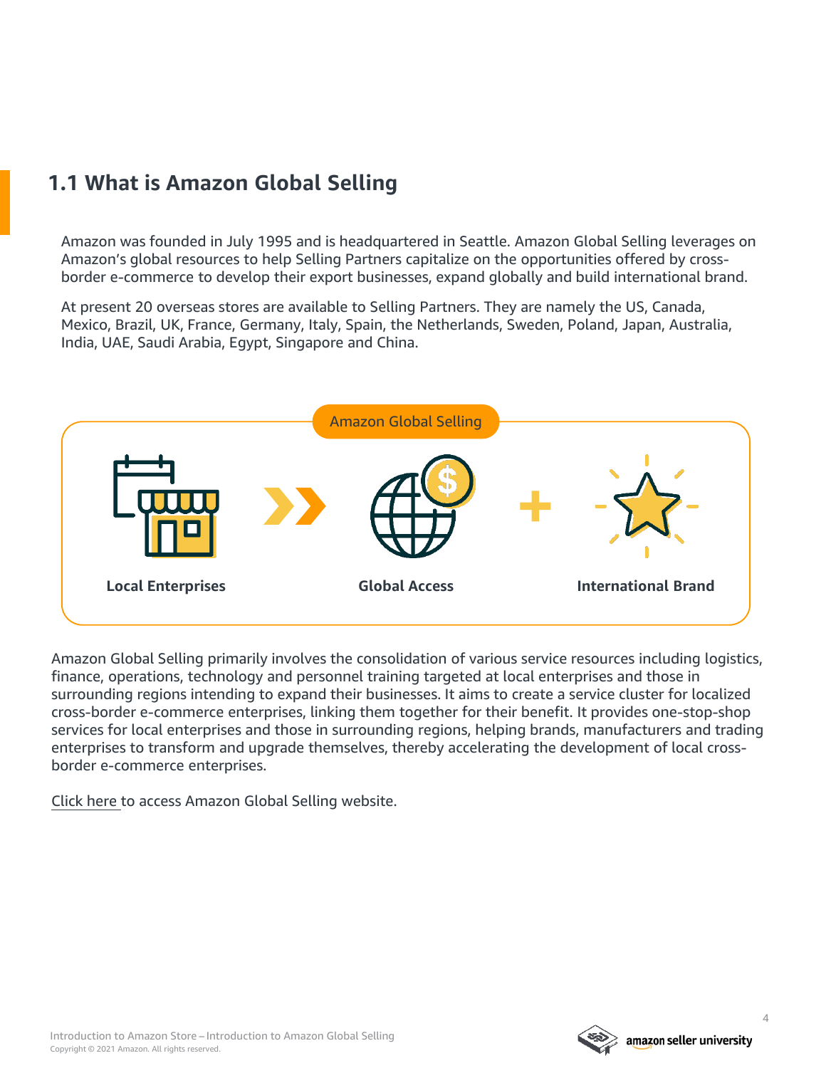## 1.1 What is Amazon Global Selling

Amazon was founded in July 1995 and is headquartered in Seattle. Amazon Global Selling leverages on Amazon's global resources to help Selling Partners capitalize on the opportunities offered by cross-border e-commerce to develop their export businesses, expand globally and build international brand.

At present 20 overseas stores are available to Selling Partners. They are namely the US, Canada, Mexico, Brazil, UK, France, Germany, Italy, Spain, the Netherlands, Sweden, Poland, Japan, Australia, India, UAE, Saudi Arabia, Egypt, Singapore and China.

Amazon Global Selling

**Local Enterprises** » **Global Access** + **International Brand**

Amazon Global Selling primarily involves the consolidation of various service resources including logistics, finance, operations, technology and personnel training targeted at local enterprises and those in surrounding regions intending to expand their businesses. It aims to create a service cluster for localized cross-border e-commerce enterprises, linking them together for their benefit. It provides one-stop-shop services for local enterprises and those in surrounding regions, helping brands, manufacturers and trading enterprises to transform and upgrade themselves, thereby accelerating the development of local cross-border e-commerce enterprises.

Click here to access Amazon Global Selling website.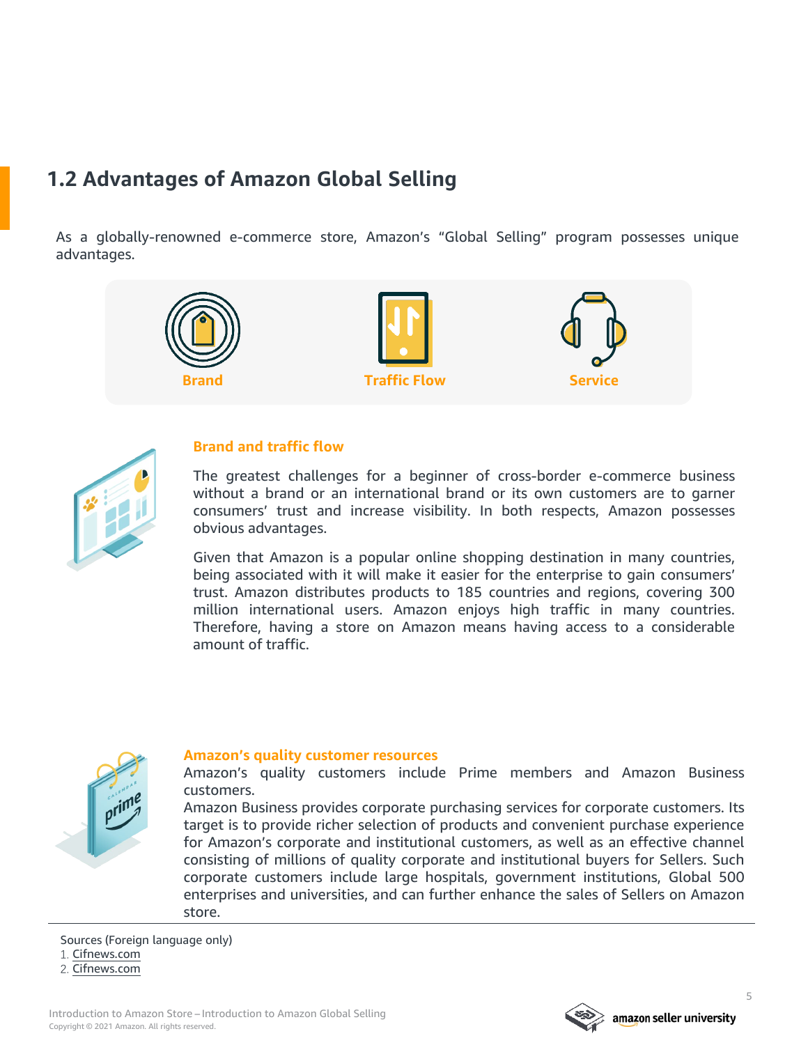## 1.2 Advantages of Amazon Global Selling

As a globally-renowned e-commerce store, Amazon's "Global Selling" program possesses unique advantages.

**Brand** | **Traffic Flow** | **Service**

### Brand and traffic flow

The greatest challenges for a beginner of cross-border e-commerce business without a brand or an international brand or its own customers are to garner consumers' trust and increase visibility. In both respects, Amazon possesses obvious advantages.

Given that Amazon is a popular online shopping destination in many countries, being associated with it will make it easier for the enterprise to gain consumers' trust. Amazon distributes products to 185 countries and regions, covering 300 million international users. Amazon enjoys high traffic in many countries. Therefore, having a store on Amazon means having access to a considerable amount of traffic.

### Amazon's quality customer resources

Amazon's quality customers include Prime members and Amazon Business customers.

Amazon Business provides corporate purchasing services for corporate customers. Its target is to provide richer selection of products and convenient purchase experience for Amazon's corporate and institutional customers, as well as an effective channel consisting of millions of quality corporate and institutional buyers for Sellers. Such corporate customers include large hospitals, government institutions, Global 500 enterprises and universities, and can further enhance the sales of Sellers on Amazon store.

---

Sources (Foreign language only)

1. Cifnews.com
2. Cifnews.com

Introduction to Amazon Store – Introduction to Amazon Global Selling

Copyright © 2021 Amazon. All rights reserved.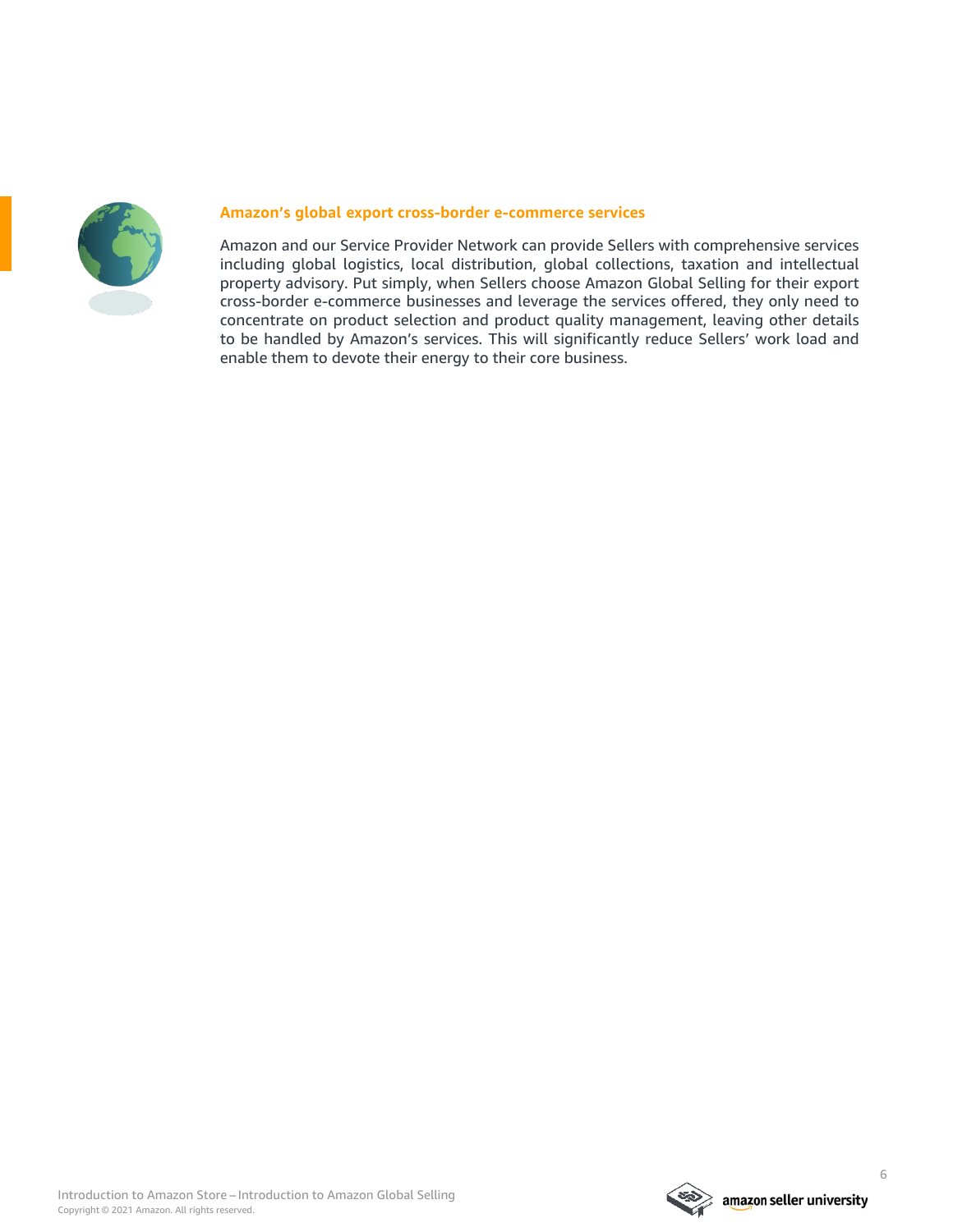### Amazon's global export cross-border e-commerce services

Amazon and our Service Provider Network can provide Sellers with comprehensive services including global logistics, local distribution, global collections, taxation and intellectual property advisory. Put simply, when Sellers choose Amazon Global Selling for their export cross-border e-commerce businesses and leverage the services offered, they only need to concentrate on product selection and product quality management, leaving other details to be handled by Amazon's services. This will significantly reduce Sellers' work load and enable them to devote their energy to their core business.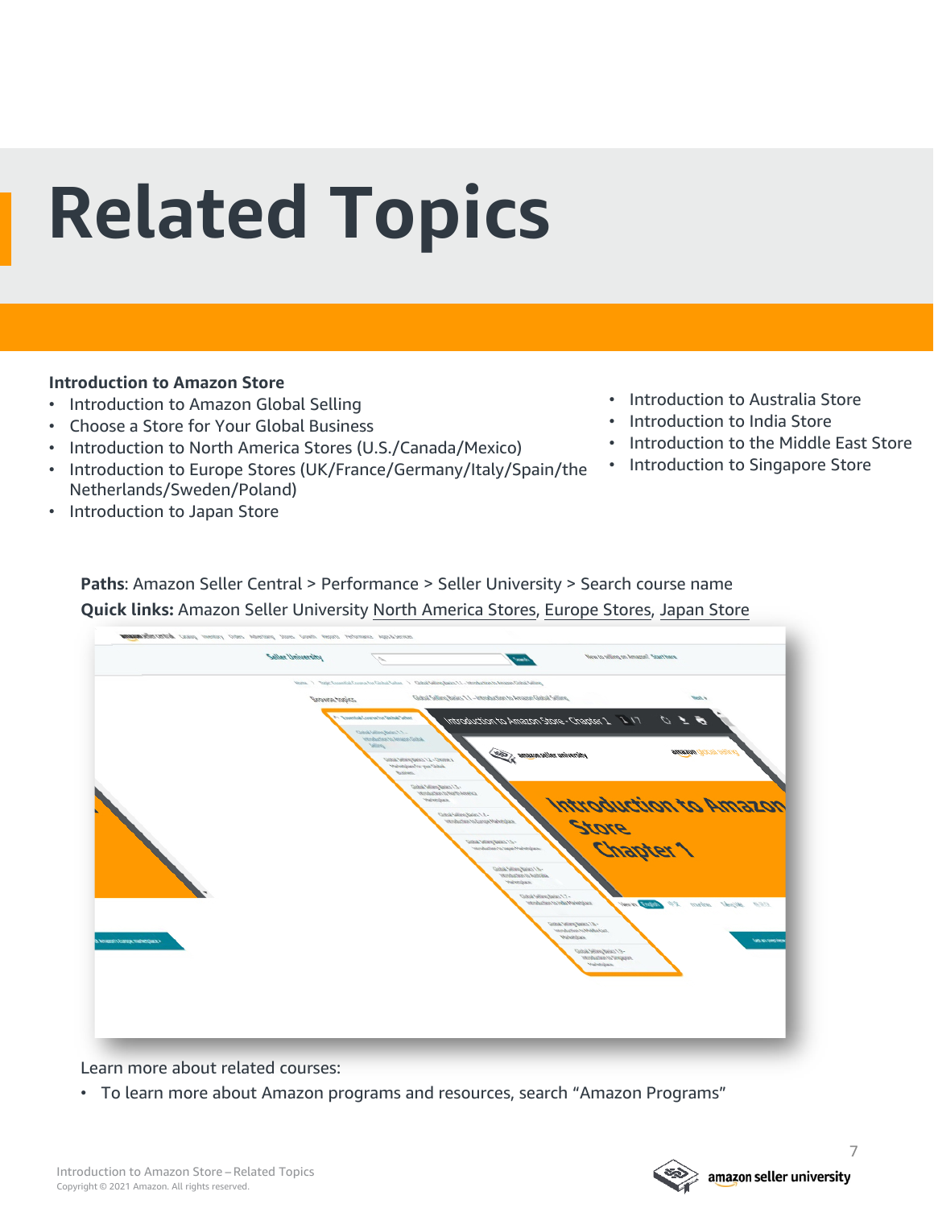# Related Topics

**Introduction to Amazon Store**

- Introduction to Amazon Global Selling
- Choose a Store for Your Global Business
- Introduction to North America Stores (U.S./Canada/Mexico)
- Introduction to Europe Stores (UK/France/Germany/Italy/Spain/the Netherlands/Sweden/Poland)
- Introduction to Japan Store
- Introduction to Australia Store
- Introduction to India Store
- Introduction to the Middle East Store
- Introduction to Singapore Store

**Paths**: Amazon Seller Central > Performance > Seller University > Search course name

**Quick links:** Amazon Seller University North America Stores, Europe Stores, Japan Store

Learn more about related courses:

- To learn more about Amazon programs and resources, search "Amazon Programs"